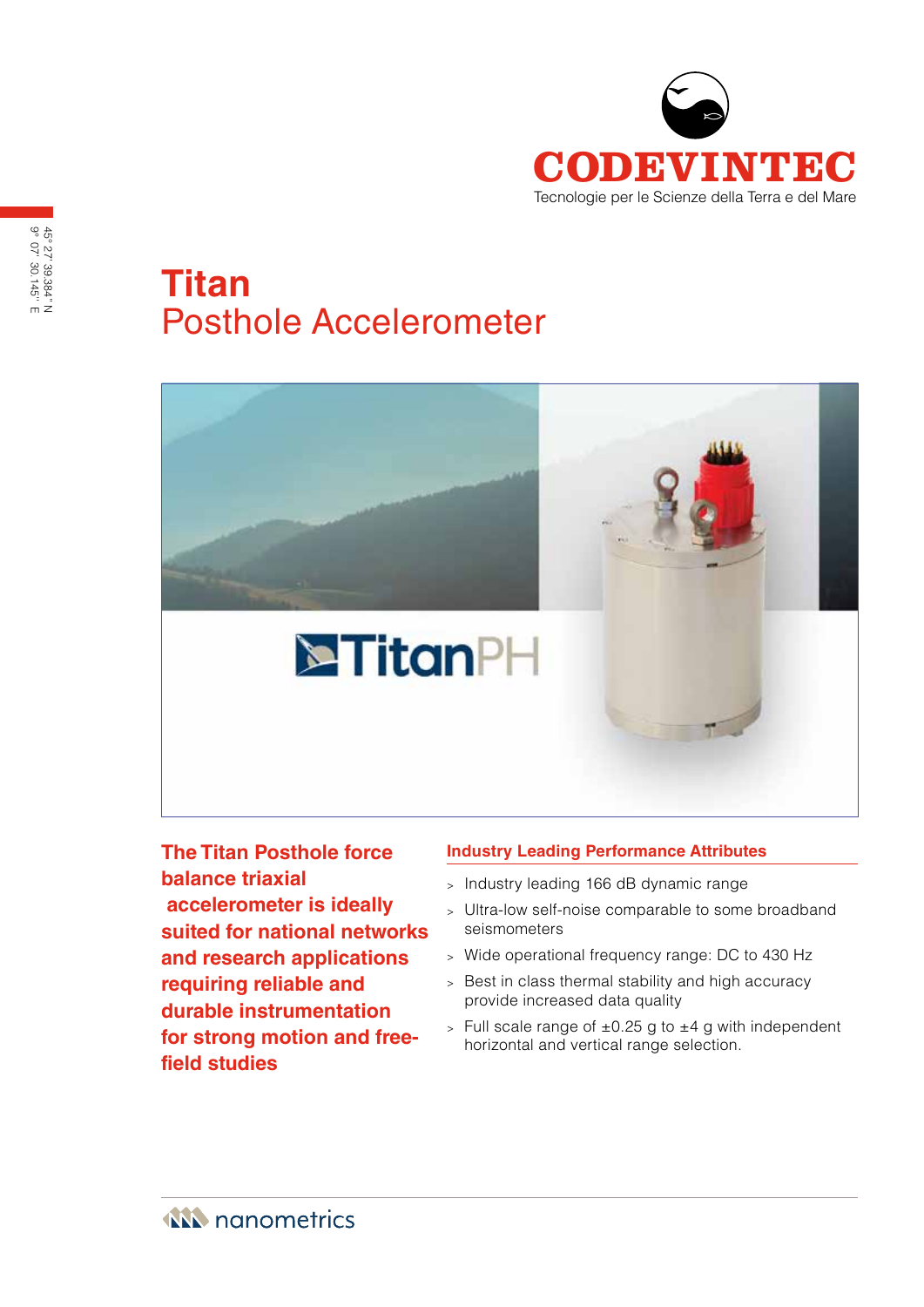CODEVINTEC

Tecnologie per le Scienze della Terra e del Mare

45° 27' 39.384" N
9° 07' 30.145" E

# Titan
## Posthole Accelerometer

**The Titan Posthole force balance triaxial accelerometer is ideally suited for national networks and research applications requiring reliable and durable instrumentation for strong motion and free-field studies**

### Industry Leading Performance Attributes

- Industry leading 166 dB dynamic range
- Ultra-low self-noise comparable to some broadband seismometers
- Wide operational frequency range: DC to 430 Hz
- Best in class thermal stability and high accuracy provide increased data quality
- Full scale range of ±0.25 g to ±4 g with independent horizontal and vertical range selection.

nanometrics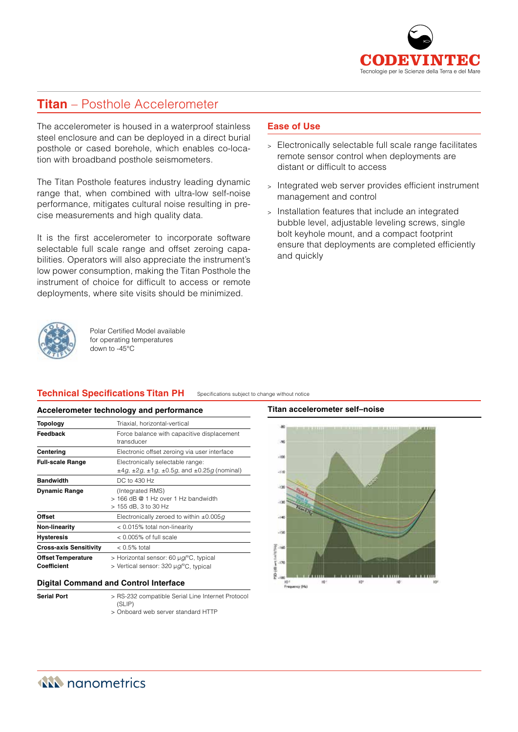# **Titan** – Posthole Accelerometer

The accelerometer is housed in a waterproof stainless steel enclosure and can be deployed in a direct burial posthole or cased borehole, which enables co-location with broadband posthole seismometers.

The Titan Posthole features industry leading dynamic range that, when combined with ultra-low self-noise performance, mitigates cultural noise resulting in precise measurements and high quality data.

It is the first accelerometer to incorporate software selectable full scale range and offset zeroing capabilities. Operators will also appreciate the instrument's low power consumption, making the Titan Posthole the instrument of choice for difficult to access or remote deployments, where site visits should be minimized.

## Ease of Use

- Electronically selectable full scale range facilitates remote sensor control when deployments are distant or difficult to access
- Integrated web server provides efficient instrument management and control
- Installation features that include an integrated bubble level, adjustable leveling screws, single bolt keyhole mount, and a compact footprint ensure that deployments are completed efficiently and quickly

Polar Certified Model available for operating temperatures down to -45°C

## Technical Specifications Titan PH

Specifications subject to change without notice

### Accelerometer technology and performance

| | |
|---|---|
| **Topology** | Triaxial, horizontal-vertical |
| **Feedback** | Force balance with capacitive displacement transducer |
| **Centering** | Electronic offset zeroing via user interface |
| **Full-scale Range** | Electronically selectable range: ±4*g*, ±2*g*, ±1*g*, ±0.5*g*, and ±0.25*g* (nominal) |
| **Bandwidth** | DC to 430 Hz |
| **Dynamic Range** | (Integrated RMS)<br>> 166 dB @ 1 Hz over 1 Hz bandwidth<br>> 155 dB, 3 to 30 Hz |
| **Offset** | Electronically zeroed to within ±0.005*g* |
| **Non-linearity** | < 0.015% total non-linearity |
| **Hysteresis** | < 0.005% of full scale |
| **Cross-axis Sensitivity** | < 0.5% total |
| **Offset Temperature Coefficient** | > Horizontal sensor: 60 μ*g*/°C, typical<br>> Vertical sensor: 320 μ*g*/°C, typical |

### Digital Command and Control Interface

| | |
|---|---|
| **Serial Port** | > RS-232 compatible Serial Line Internet Protocol (SLIP)<br>> Onboard web server standard HTTP |

### Titan accelerometer self–noise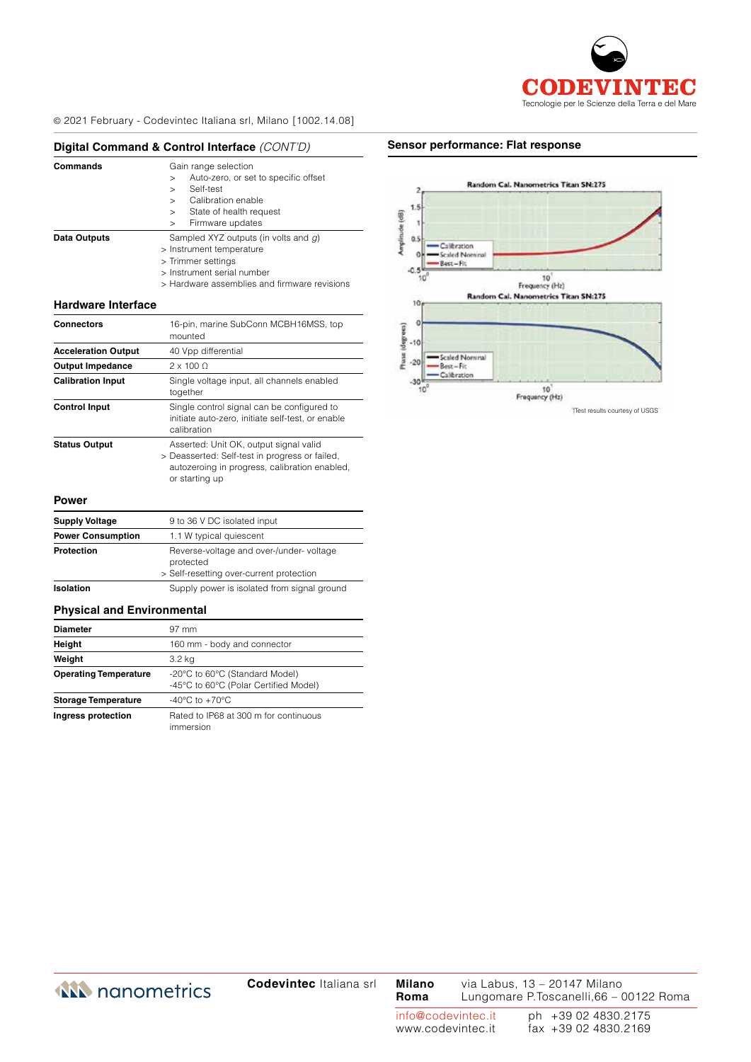© 2021 February - Codevintec Italiana srl, Milano [1002.14.08]

## Digital Command & Control Interface *(CONT'D)*

| | |
|---|---|
| **Commands** | Gain range selection<br>> Auto-zero, or set to specific offset<br>> Self-test<br>> Calibration enable<br>> State of health request<br>> Firmware updates |
| **Data Outputs** | Sampled XYZ outputs (in volts and *g*)<br>> Instrument temperature<br>> Trimmer settings<br>> Instrument serial number<br>> Hardware assemblies and firmware revisions |

## Hardware Interface

| | |
|---|---|
| **Connectors** | 16-pin, marine SubConn MCBH16MSS, top mounted |
| **Acceleration Output** | 40 Vpp differential |
| **Output Impedance** | 2 x 100 Ω |
| **Calibration Input** | Single voltage input, all channels enabled together |
| **Control Input** | Single control signal can be configured to initiate auto-zero, initiate self-test, or enable calibration |
| **Status Output** | Asserted: Unit OK, output signal valid<br>> Deasserted: Self-test in progress or failed, autozeroing in progress, calibration enabled, or starting up |

## Power

| | |
|---|---|
| **Supply Voltage** | 9 to 36 V DC isolated input |
| **Power Consumption** | 1.1 W typical quiescent |
| **Protection** | Reverse-voltage and over-/under- voltage protected<br>> Self-resetting over-current protection |
| **Isolation** | Supply power is isolated from signal ground |

## Physical and Environmental

| | |
|---|---|
| **Diameter** | 97 mm |
| **Height** | 160 mm - body and connector |
| **Weight** | 3.2 kg |
| **Operating Temperature** | -20°C to 60°C (Standard Model)<br>-45°C to 60°C (Polar Certified Model) |
| **Storage Temperature** | -40°C to +70°C |
| **Ingress protection** | Rated to IP68 at 300 m for continuous immersion |

## Sensor performance: Flat response

Random Cal. Nanometrics Titan SN:275

Amplitude (dB)
2
1.5
1
0.5
0
-0.5
Calibration
Scaled Nominal
Best – Fit
$10^0$
$10^1$
Frequency (Hz)

Random Cal. Nanometrics Titan SN:275

Phase (degrees)
10
0
-10
-20
-30
Scaled Nominal
Best – Fit
Calibration
$10^0$
$10^1$
Frequency (Hz)

Test results courtesy of USGS

nanometrics

**Codevintec** Italiana srl

**Milano** via Labus, 13 – 20147 Milano
**Roma** Lungomare P.Toscanelli,66 – 00122 Roma

info@codevintec.it
www.codevintec.it

ph +39 02 4830.2175
fax +39 02 4830.2169